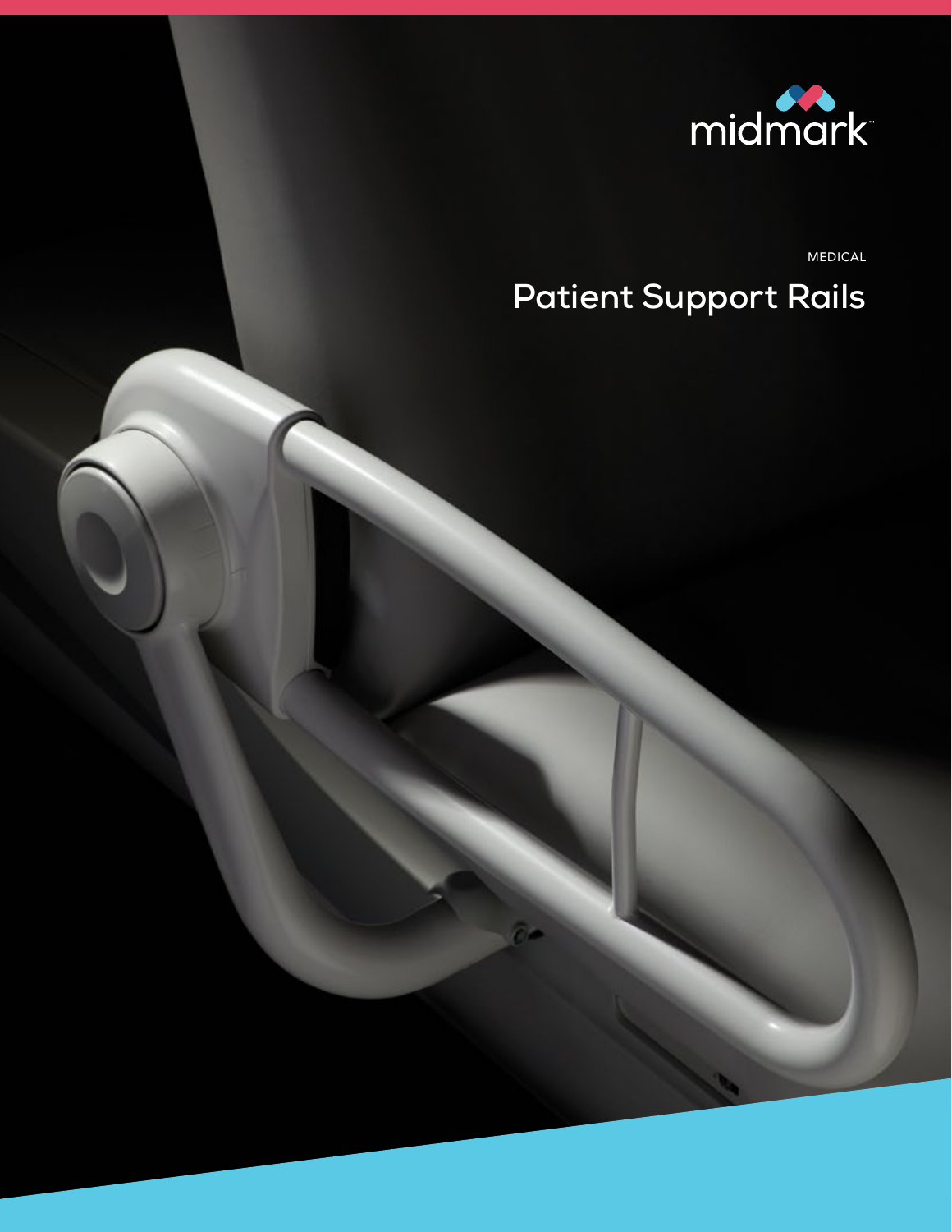midmark™

MEDICAL

# Patient Support Rails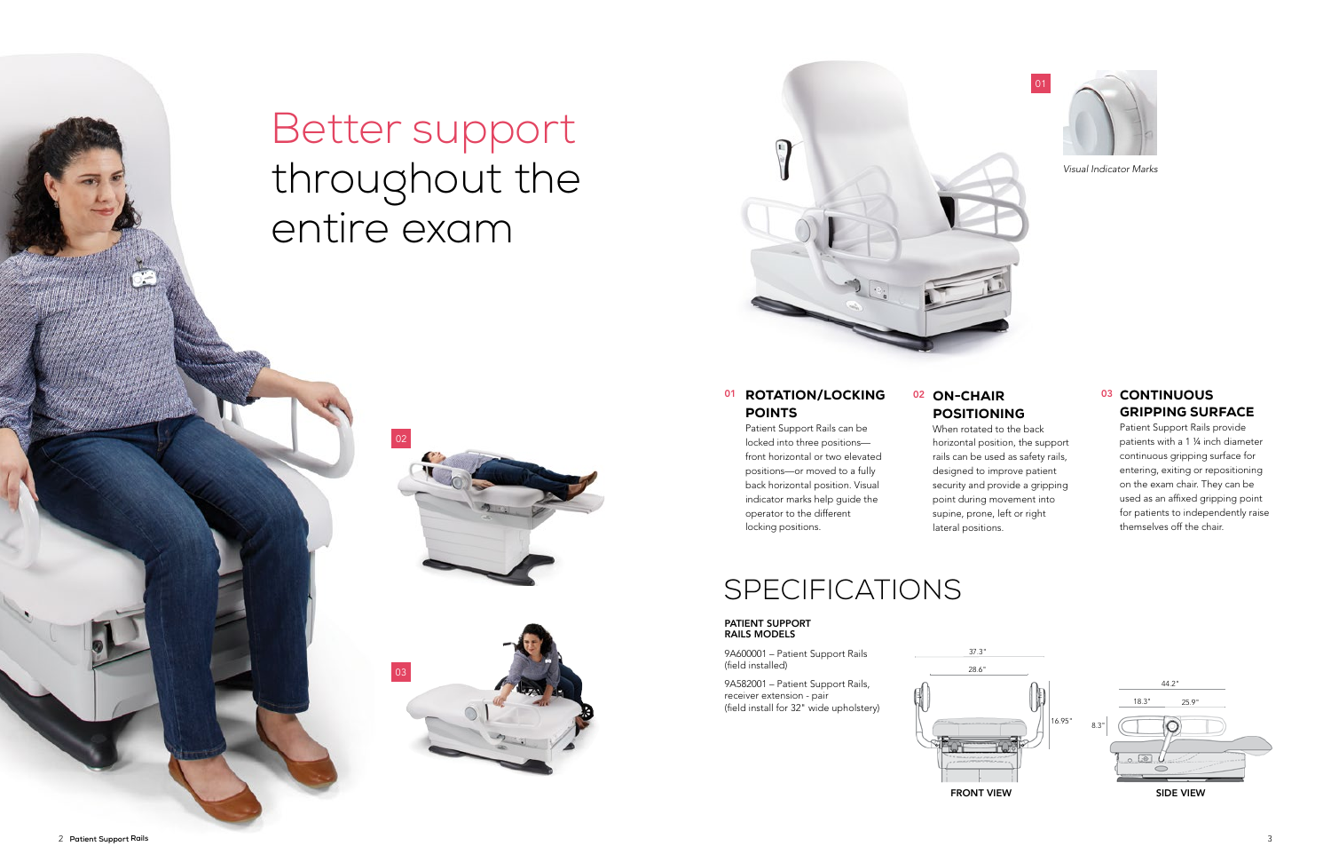# Better support throughout the entire exam

*Visual Indicator Marks*

### 01 ROTATION/LOCKING POINTS

Patient Support Rails can be locked into three positions—front horizontal or two elevated positions—or moved to a fully back horizontal position. Visual indicator marks help guide the operator to the different locking positions.

### 02 ON-CHAIR POSITIONING

When rotated to the back horizontal position, the support rails can be used as safety rails, designed to improve patient security and provide a gripping point during movement into supine, prone, left or right lateral positions.

### 03 CONTINUOUS GRIPPING SURFACE

Patient Support Rails provide patients with a 1 ¼ inch diameter continuous gripping surface for entering, exiting or repositioning on the exam chair. They can be used as an affixed gripping point for patients to independently raise themselves off the chair.

## SPECIFICATIONS

**PATIENT SUPPORT RAILS MODELS**

9A600001 – Patient Support Rails (field installed)

9A582001 – Patient Support Rails, receiver extension - pair (field install for 32" wide upholstery)

37.3"

28.6"

16.95"

**FRONT VIEW**

44.2"

18.3"

25.9"

8.3"

**SIDE VIEW**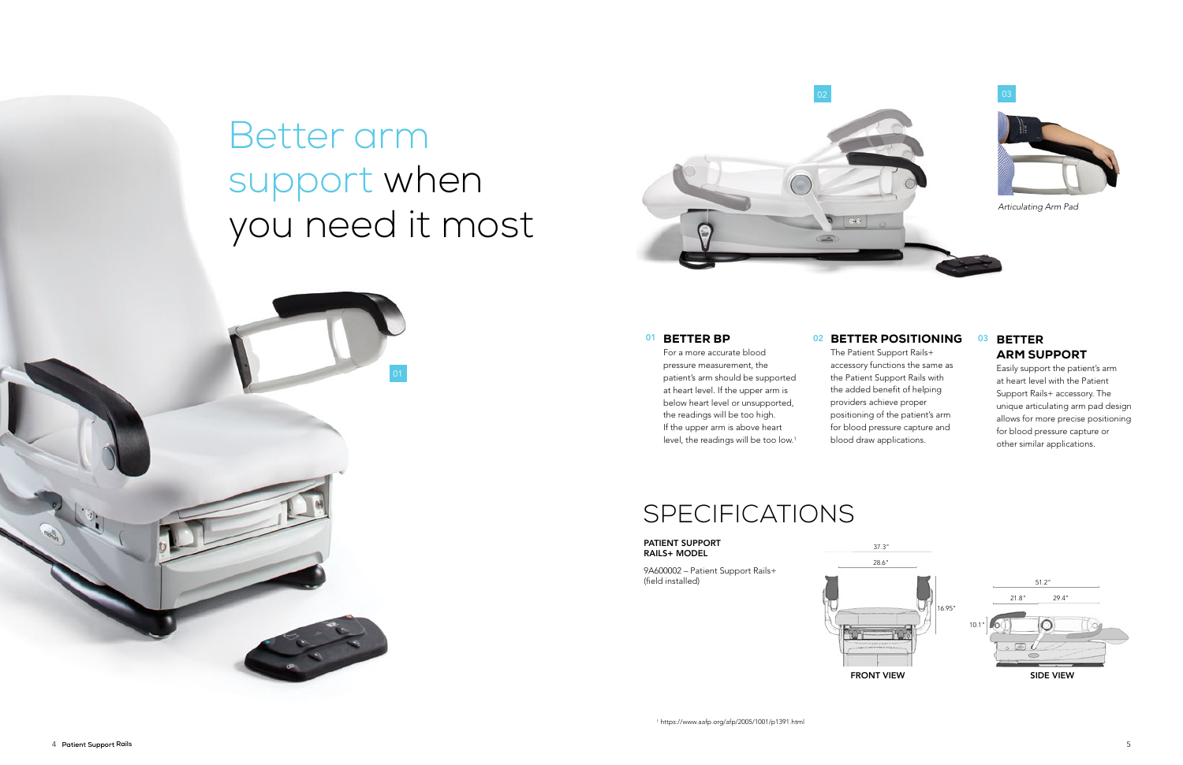# Better arm support when you need it most

*Articulating Arm Pad*

### 01 BETTER BP

For a more accurate blood pressure measurement, the patient's arm should be supported at heart level. If the upper arm is below heart level or unsupported, the readings will be too high. If the upper arm is above heart level, the readings will be too low.[1]

### 02 BETTER POSITIONING

The Patient Support Rails+ accessory functions the same as the Patient Support Rails with the added benefit of helping providers achieve proper positioning of the patient's arm for blood pressure capture and blood draw applications.

### 03 BETTER ARM SUPPORT

Easily support the patient's arm at heart level with the Patient Support Rails+ accessory. The unique articulating arm pad design allows for more precise positioning for blood pressure capture or other similar applications.

## SPECIFICATIONS

**PATIENT SUPPORT RAILS+ MODEL**

9A600002 – Patient Support Rails+ (field installed)

37.3"
28.6"
16.95"

**FRONT VIEW**

51.2"
21.8"
29.4"
10.1"

**SIDE VIEW**

[1] https://www.aafp.org/afp/2005/1001/p1391.html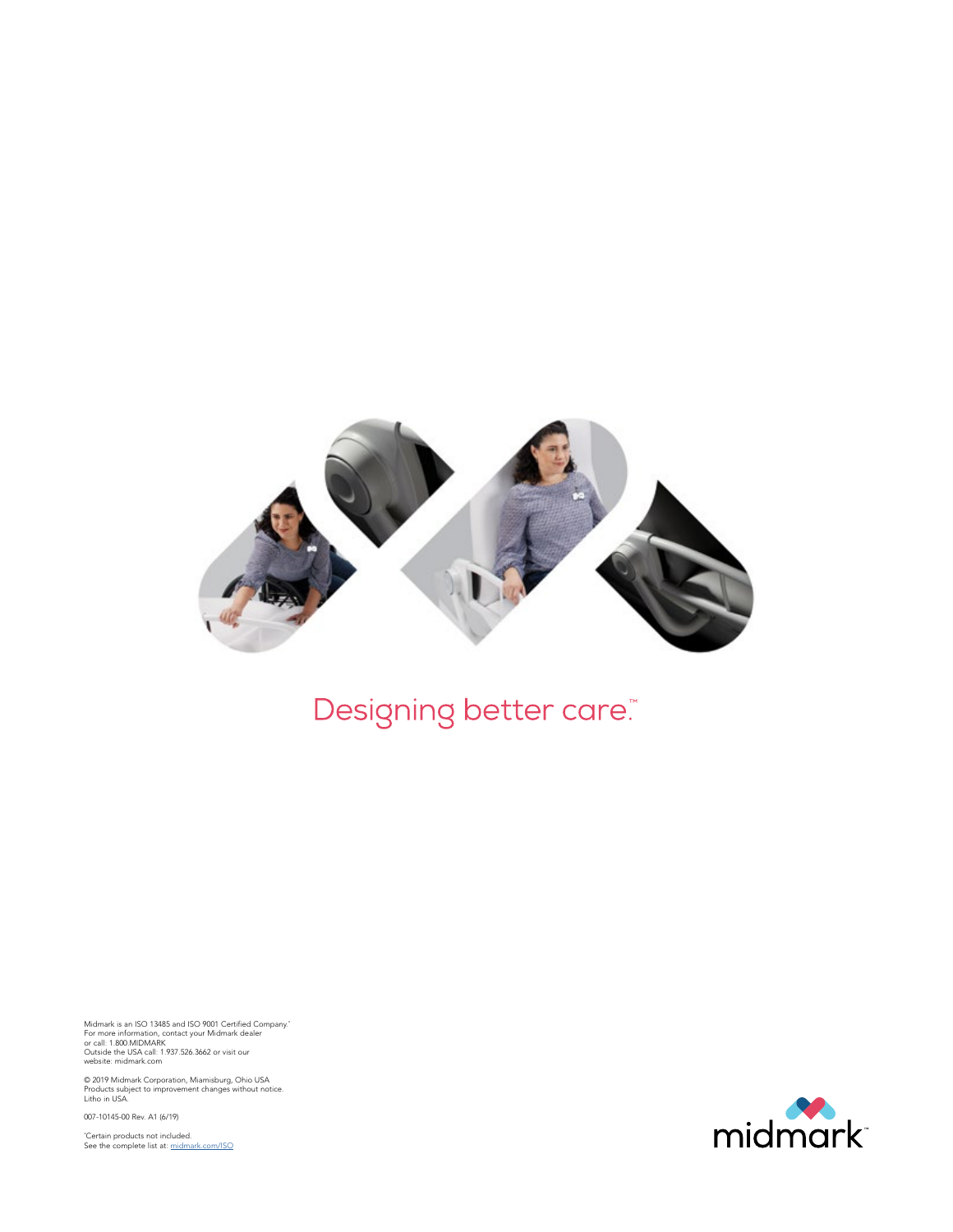Designing better care.™

Midmark is an ISO 13485 and ISO 9001 Certified Company.*
For more information, contact your Midmark dealer
or call: 1.800.MIDMARK
Outside the USA call: 1.937.526.3662 or visit our
website: midmark.com

© 2019 Midmark Corporation, Miamisburg, Ohio USA
Products subject to improvement changes without notice.
Litho in USA.

007-10145-00 Rev. A1 (6/19)

*Certain products not included.
See the complete list at: midmark.com/ISO

midmark™